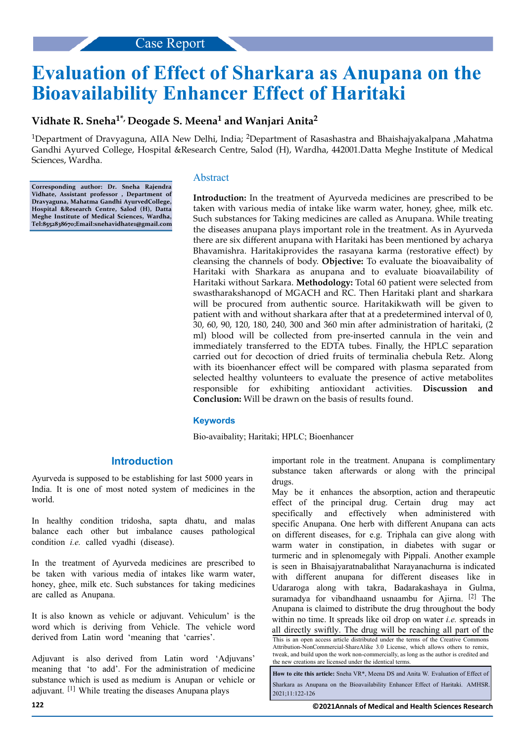Case Report

# Evaluation of Effect of Sharkara as Anupana on the Bioavailability Enhancer Effect of Haritaki

**Vidhate R. Sneha[1*], Deogade S. Meena[1] and Wanjari Anita[2]**

[1]Department of Dravyaguna, AIIA New Delhi, India; [2]Department of Rasashastra and Bhaishajyakalpana ,Mahatma Gandhi Ayurved College, Hospital &Research Centre, Salod (H), Wardha, 442001.Datta Meghe Institute of Medical Sciences, Wardha.

**Corresponding author: Dr. Sneha Rajendra Vidhate, Assistant professor , Department of Dravyaguna, Mahatma Gandhi AyurvedCollege, Hospital &Research Centre, Salod (H), Datta Meghe Institute of Medical Sciences, Wardha, Tel:8552838670;Email:snehavidhate1@gmail.com**

## Abstract

**Introduction:** In the treatment of Ayurveda medicines are prescribed to be taken with various media of intake like warm water, honey, ghee, milk etc. Such substances for Taking medicines are called as Anupana. While treating the diseases anupana plays important role in the treatment. As in Ayurveda there are six different anupana with Haritaki has been mentioned by acharya Bhavamishra. Haritakiprovides the rasayana karma (restorative effect) by cleansing the channels of body. **Objective:** To evaluate the bioavaibality of Haritaki with Sharkara as anupana and to evaluate bioavailability of Haritaki without Sarkara. **Methodology:** Total 60 patient were selected from swastharakshanopd of MGACH and RC. Then Haritaki plant and sharkara will be procured from authentic source. Haritakikwath will be given to patient with and without sharkara after that at a predetermined interval of 0, 30, 60, 90, 120, 180, 240, 300 and 360 min after administration of haritaki, (2 ml) blood will be collected from pre-inserted cannula in the vein and immediately transferred to the EDTA tubes. Finally, the HPLC separation carried out for decoction of dried fruits of terminalia chebula Retz. Along with its bioenhancer effect will be compared with plasma separated from selected healthy volunteers to evaluate the presence of active metabolites responsible for exhibiting antioxidant activities. **Discussion and Conclusion:** Will be drawn on the basis of results found.

### Keywords

Bio-avaibality; Haritaki; HPLC; Bioenhancer

## Introduction

Ayurveda is supposed to be establishing for last 5000 years in India. It is one of most noted system of medicines in the world.

In healthy condition tridosha, sapta dhatu, and malas balance each other but imbalance causes pathological condition *i.e.* called vyadhi (disease).

In the treatment of Ayurveda medicines are prescribed to be taken with various media of intakes like warm water, honey, ghee, milk etc. Such substances for taking medicines are called as Anupana.

It is also known as vehicle or adjuvant. Veviculum' is the word which is deriving from Vehicle. The vehicle word derived from Latin word 'meaning that 'carries'.

Adjuvant is also derived from Latin word 'Adjuvans' meaning that 'to add'. For the administration of medicine substance which is used as medium is Anupan or vehicle or adjuvant. [1] While treating the diseases Anupana plays important role in the treatment. Anupana is complimentary substance taken afterwards or along with the principal drugs.

May be it enhances the absorption, action and therapeutic effect of the principal drug. Certain drug may act specifically and effectively when administered with specific Anupana. One herb with different Anupana can acts on different diseases, for e.g. Triphala can give along with warm water in constipation, in diabetes with sugar or turmeric and in splenomegaly with Pippali. Another example is seen in Bhaisajyaratnabalithat Narayanachurna is indicated with different anupana for different diseases like in Udararoga along with takra, Badarakashaya in Gulma, suramadya for vibandhaand usnaambu for Ajirna. [2] The Anupana is claimed to distribute the drug throughout the body within no time. It spreads like oil drop on water *i.e.* spreads in all directly swiftly. The drug will be reaching all part of the

This is an open access article distributed under the terms of the Creative Commons Attribution-NonCommercial-ShareAlike 3.0 License, which allows others to remix, tweak, and build upon the work non-commercially, as long as the author is credited and the new creations are licensed under the identical terms.

**How to cite this article:** Sneha VR*, Meena DS and Anita W. Evaluation of Effect of Sharkara as Anupana on the Bioavailability Enhancer Effect of Haritaki. AMHSR. 2021;11:122-126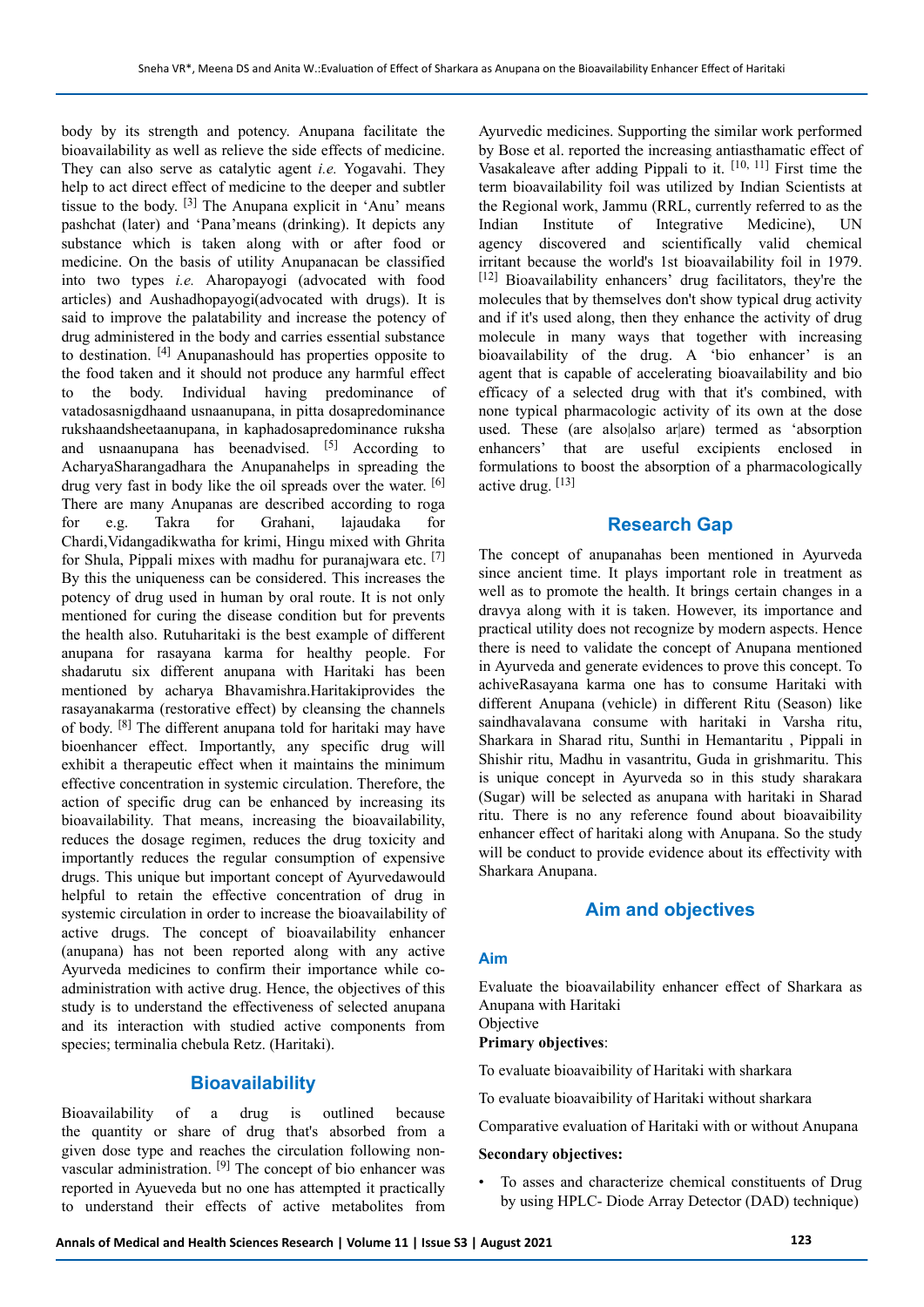body by its strength and potency. Anupana facilitate the bioavailability as well as relieve the side effects of medicine. They can also serve as catalytic agent *i.e.* Yogavahi. They help to act direct effect of medicine to the deeper and subtler tissue to the body. [3] The Anupana explicit in 'Anu' means pashchat (later) and 'Pana'means (drinking). It depicts any substance which is taken along with or after food or medicine. On the basis of utility Anupanacan be classified into two types *i.e.* Aharopayogi (advocated with food articles) and Aushadhopayogi(advocated with drugs). It is said to improve the palatability and increase the potency of drug administered in the body and carries essential substance to destination. [4] Anupanashould has properties opposite to the food taken and it should not produce any harmful effect to the body. Individual having predominance of vatadosasnigdhaand usnaanupana, in pitta dosapredominance rukshaandsheetaanupana, in kaphadosapredominance ruksha and usnaanupana has beenadvised. [5] According to AcharyaSharangadhara the Anupanahelps in spreading the drug very fast in body like the oil spreads over the water. [6] There are many Anupanas are described according to roga for e.g. Takra for Grahani, lajaudaka for Chardi,Vidangadikwatha for krimi, Hingu mixed with Ghrita for Shula, Pippali mixes with madhu for puranajwara etc. [7] By this the uniqueness can be considered. This increases the potency of drug used in human by oral route. It is not only mentioned for curing the disease condition but for prevents the health also. Rutuharitaki is the best example of different anupana for rasayana karma for healthy people. For shadarutu six different anupana with Haritaki has been mentioned by acharya Bhavamishra.Haritakiprovides the rasayanakarma (restorative effect) by cleansing the channels of body. [8] The different anupana told for haritaki may have bioenhancer effect. Importantly, any specific drug will exhibit a therapeutic effect when it maintains the minimum effective concentration in systemic circulation. Therefore, the action of specific drug can be enhanced by increasing its bioavailability. That means, increasing the bioavailability, reduces the dosage regimen, reduces the drug toxicity and importantly reduces the regular consumption of expensive drugs. This unique but important concept of Ayurvedawould helpful to retain the effective concentration of drug in systemic circulation in order to increase the bioavailability of active drugs. The concept of bioavailability enhancer (anupana) has not been reported along with any active Ayurveda medicines to confirm their importance while co-administration with active drug. Hence, the objectives of this study is to understand the effectiveness of selected anupana and its interaction with studied active components from species; terminalia chebula Retz. (Haritaki).

## Bioavailability

Bioavailability of a drug is outlined because the quantity or share of drug that's absorbed from a given dose type and reaches the circulation following non-vascular administration. [9] The concept of bio enhancer was reported in Ayueveda but no one has attempted it practically to understand their effects of active metabolites from Ayurvedic medicines. Supporting the similar work performed by Bose et al. reported the increasing antiasthamatic effect of Vasakaleave after adding Pippali to it. [10, 11] First time the term bioavailability foil was utilized by Indian Scientists at the Regional work, Jammu (RRL, currently referred to as the Indian Institute of Integrative Medicine), UN agency discovered and scientifically valid chemical irritant because the world's 1st bioavailability foil in 1979. [12] Bioavailability enhancers' drug facilitators, they're the molecules that by themselves don't show typical drug activity and if it's used along, then they enhance the activity of drug molecule in many ways that together with increasing bioavailability of the drug. A 'bio enhancer' is an agent that is capable of accelerating bioavailability and bio efficacy of a selected drug with that it's combined, with none typical pharmacologic activity of its own at the dose used. These (are also|also ar|are) termed as 'absorption enhancers' that are useful excipients enclosed in formulations to boost the absorption of a pharmacologically active drug. [13]

## Research Gap

The concept of anupanahas been mentioned in Ayurveda since ancient time. It plays important role in treatment as well as to promote the health. It brings certain changes in a dravya along with it is taken. However, its importance and practical utility does not recognize by modern aspects. Hence there is need to validate the concept of Anupana mentioned in Ayurveda and generate evidences to prove this concept. To achiveRasayana karma one has to consume Haritaki with different Anupana (vehicle) in different Ritu (Season) like saindhavalavana consume with haritaki in Varsha ritu, Sharkara in Sharad ritu, Sunthi in Hemantaritu , Pippali in Shishir ritu, Madhu in vasantritu, Guda in grishmaritu. This is unique concept in Ayurveda so in this study sharakara (Sugar) will be selected as anupana with haritaki in Sharad ritu. There is no any reference found about bioavaibility enhancer effect of haritaki along with Anupana. So the study will be conduct to provide evidence about its effectivity with Sharkara Anupana.

## Aim and objectives

### Aim

Evaluate the bioavailability enhancer effect of Sharkara as Anupana with Haritaki

Objective

**Primary objectives**:

To evaluate bioavaibility of Haritaki with sharkara

To evaluate bioavaibility of Haritaki without sharkara

Comparative evaluation of Haritaki with or without Anupana

**Secondary objectives:**

- To asses and characterize chemical constituents of Drug by using HPLC- Diode Array Detector (DAD) technique)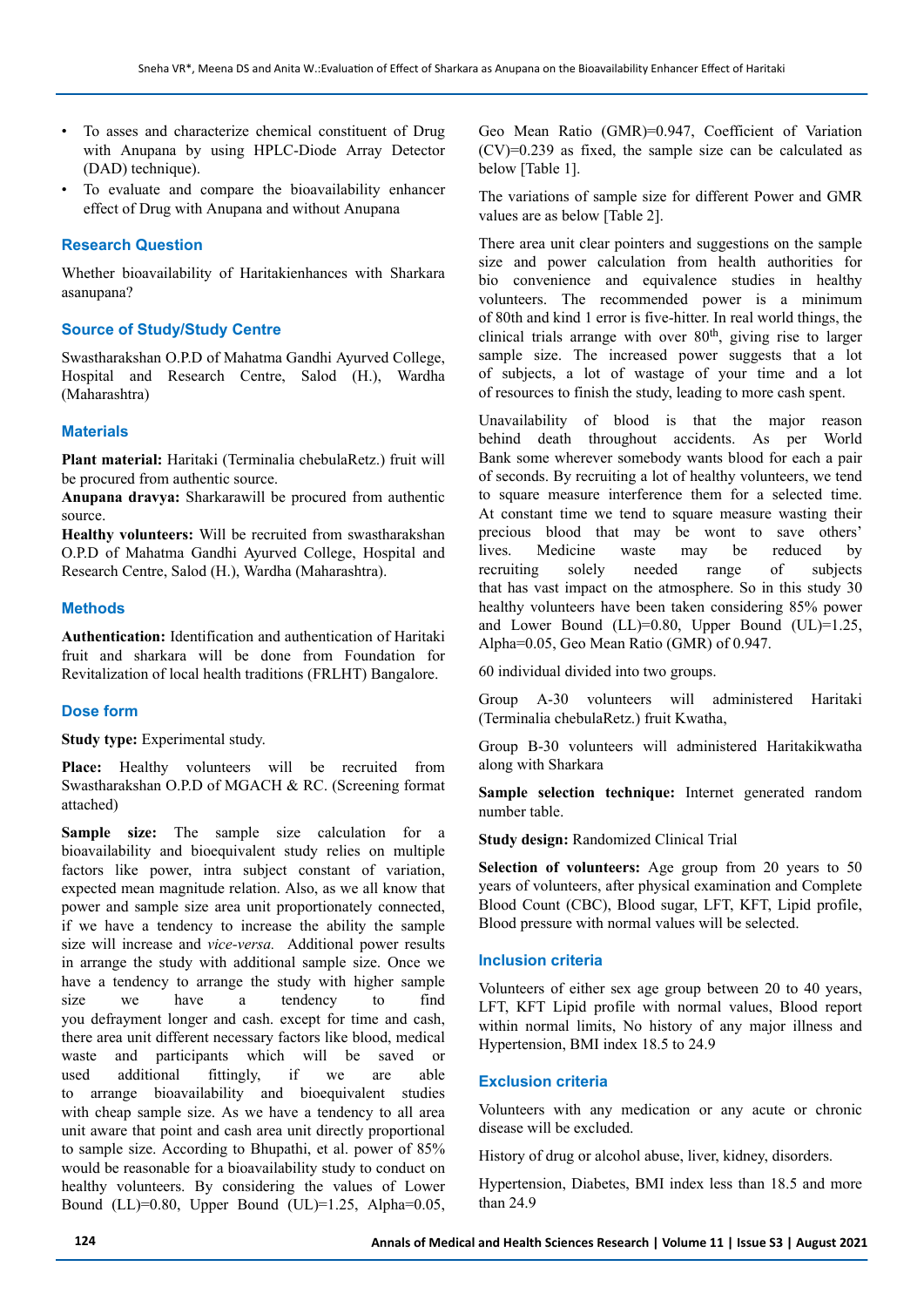- To asses and characterize chemical constituent of Drug with Anupana by using HPLC-Diode Array Detector (DAD) technique).
- To evaluate and compare the bioavailability enhancer effect of Drug with Anupana and without Anupana

## Research Question

Whether bioavailability of Haritakienhances with Sharkara asanupana?

## Source of Study/Study Centre

Swastharakshan O.P.D of Mahatma Gandhi Ayurved College, Hospital and Research Centre, Salod (H.), Wardha (Maharashtra)

## Materials

**Plant material:** Haritaki (Terminalia chebulaRetz.) fruit will be procured from authentic source.

**Anupana dravya:** Sharkarawill be procured from authentic source.

**Healthy volunteers:** Will be recruited from swastharakshan O.P.D of Mahatma Gandhi Ayurved College, Hospital and Research Centre, Salod (H.), Wardha (Maharashtra).

## Methods

**Authentication:** Identification and authentication of Haritaki fruit and sharkara will be done from Foundation for Revitalization of local health traditions (FRLHT) Bangalore.

## Dose form

**Study type:** Experimental study.

**Place:** Healthy volunteers will be recruited from Swastharakshan O.P.D of MGACH & RC. (Screening format attached)

**Sample size:** The sample size calculation for a bioavailability and bioequivalent study relies on multiple factors like power, intra subject constant of variation, expected mean magnitude relation. Also, as we all know that power and sample size area unit proportionately connected, if we have a tendency to increase the ability the sample size will increase and *vice-versa.* Additional power results in arrange the study with additional sample size. Once we have a tendency to arrange the study with higher sample size we have a tendency to find you defrayment longer and cash. except for time and cash, there area unit different necessary factors like blood, medical waste and participants which will be saved or used additional fittingly, if we are able to arrange bioavailability and bioequivalent studies with cheap sample size. As we have a tendency to all area unit aware that point and cash area unit directly proportional to sample size. According to Bhupathi, et al. power of 85% would be reasonable for a bioavailability study to conduct on healthy volunteers. By considering the values of Lower Bound (LL)=0.80, Upper Bound (UL)=1.25, Alpha=0.05, Geo Mean Ratio (GMR)=0.947, Coefficient of Variation (CV)=0.239 as fixed, the sample size can be calculated as below [Table 1].

The variations of sample size for different Power and GMR values are as below [Table 2].

There area unit clear pointers and suggestions on the sample size and power calculation from health authorities for bio convenience and equivalence studies in healthy volunteers. The recommended power is a minimum of 80th and kind 1 error is five-hitter. In real world things, the clinical trials arrange with over 80th, giving rise to larger sample size. The increased power suggests that a lot of subjects, a lot of wastage of your time and a lot of resources to finish the study, leading to more cash spent.

Unavailability of blood is that the major reason behind death throughout accidents. As per World Bank some wherever somebody wants blood for each a pair of seconds. By recruiting a lot of healthy volunteers, we tend to square measure interference them for a selected time. At constant time we tend to square measure wasting their precious blood that may be wont to save others' lives. Medicine waste may be reduced by recruiting solely needed range of subjects that has vast impact on the atmosphere. So in this study 30 healthy volunteers have been taken considering 85% power and Lower Bound (LL)=0.80, Upper Bound (UL)=1.25, Alpha=0.05, Geo Mean Ratio (GMR) of 0.947.

60 individual divided into two groups.

Group A-30 volunteers will administered Haritaki (Terminalia chebulaRetz.) fruit Kwatha,

Group B-30 volunteers will administered Haritakikwatha along with Sharkara

**Sample selection technique:** Internet generated random number table.

**Study design:** Randomized Clinical Trial

**Selection of volunteers:** Age group from 20 years to 50 years of volunteers, after physical examination and Complete Blood Count (CBC), Blood sugar, LFT, KFT, Lipid profile, Blood pressure with normal values will be selected.

## Inclusion criteria

Volunteers of either sex age group between 20 to 40 years, LFT, KFT Lipid profile with normal values, Blood report within normal limits, No history of any major illness and Hypertension, BMI index 18.5 to 24.9

## Exclusion criteria

Volunteers with any medication or any acute or chronic disease will be excluded.

History of drug or alcohol abuse, liver, kidney, disorders.

Hypertension, Diabetes, BMI index less than 18.5 and more than 24.9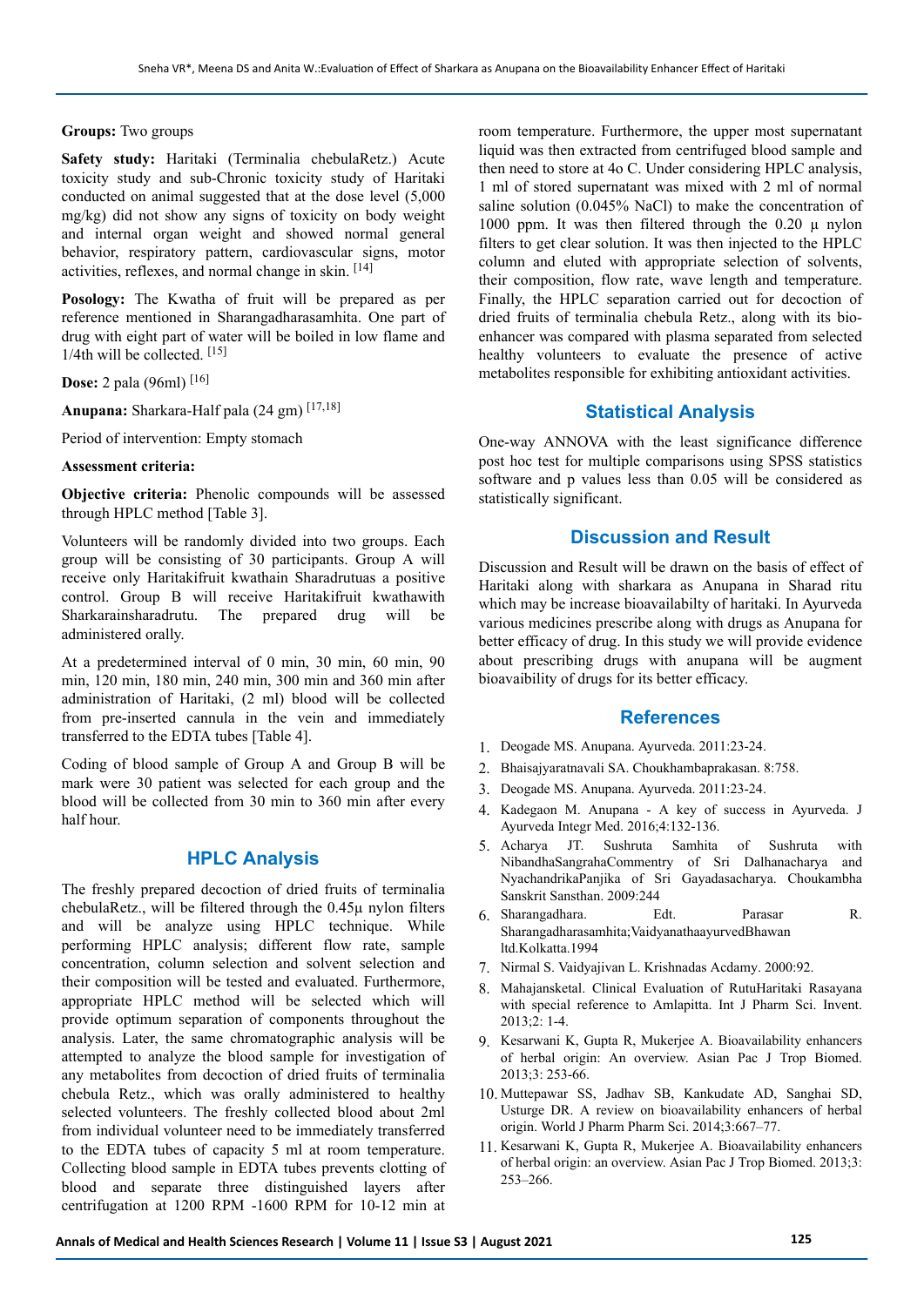**Groups:** Two groups

**Safety study:** Haritaki (Terminalia chebulaRetz.) Acute toxicity study and sub-Chronic toxicity study of Haritaki conducted on animal suggested that at the dose level (5,000 mg/kg) did not show any signs of toxicity on body weight and internal organ weight and showed normal general behavior, respiratory pattern, cardiovascular signs, motor activities, reflexes, and normal change in skin. [14]

**Posology:** The Kwatha of fruit will be prepared as per reference mentioned in Sharangadharasamhita. One part of drug with eight part of water will be boiled in low flame and 1/4th will be collected. [15]

**Dose:** 2 pala (96ml) [16]

**Anupana:** Sharkara-Half pala (24 gm) [17,18]

Period of intervention: Empty stomach

**Assessment criteria:**

**Objective criteria:** Phenolic compounds will be assessed through HPLC method [Table 3].

Volunteers will be randomly divided into two groups. Each group will be consisting of 30 participants. Group A will receive only Haritakifruit kwathain Sharadrutuas a positive control. Group B will receive Haritakifruit kwathawith Sharkarainsharadrutu. The prepared drug will be administered orally.

At a predetermined interval of 0 min, 30 min, 60 min, 90 min, 120 min, 180 min, 240 min, 300 min and 360 min after administration of Haritaki, (2 ml) blood will be collected from pre-inserted cannula in the vein and immediately transferred to the EDTA tubes [Table 4].

Coding of blood sample of Group A and Group B will be mark were 30 patient was selected for each group and the blood will be collected from 30 min to 360 min after every half hour.

## HPLC Analysis

The freshly prepared decoction of dried fruits of terminalia chebulaRetz., will be filtered through the 0.45µ nylon filters and will be analyze using HPLC technique. While performing HPLC analysis; different flow rate, sample concentration, column selection and solvent selection and their composition will be tested and evaluated. Furthermore, appropriate HPLC method will be selected which will provide optimum separation of components throughout the analysis. Later, the same chromatographic analysis will be attempted to analyze the blood sample for investigation of any metabolites from decoction of dried fruits of terminalia chebula Retz., which was orally administered to healthy selected volunteers. The freshly collected blood about 2ml from individual volunteer need to be immediately transferred to the EDTA tubes of capacity 5 ml at room temperature. Collecting blood sample in EDTA tubes prevents clotting of blood and separate three distinguished layers after centrifugation at 1200 RPM -1600 RPM for 10-12 min at room temperature. Furthermore, the upper most supernatant liquid was then extracted from centrifuged blood sample and then need to store at 4o C. Under considering HPLC analysis, 1 ml of stored supernatant was mixed with 2 ml of normal saline solution (0.045% NaCl) to make the concentration of 1000 ppm. It was then filtered through the 0.20 µ nylon filters to get clear solution. It was then injected to the HPLC column and eluted with appropriate selection of solvents, their composition, flow rate, wave length and temperature. Finally, the HPLC separation carried out for decoction of dried fruits of terminalia chebula Retz., along with its bio-enhancer was compared with plasma separated from selected healthy volunteers to evaluate the presence of active metabolites responsible for exhibiting antioxidant activities.

## Statistical Analysis

One-way ANNOVA with the least significance difference post hoc test for multiple comparisons using SPSS statistics software and p values less than 0.05 will be considered as statistically significant.

## Discussion and Result

Discussion and Result will be drawn on the basis of effect of Haritaki along with sharkara as Anupana in Sharad ritu which may be increase bioavailabilty of haritaki. In Ayurveda various medicines prescribe along with drugs as Anupana for better efficacy of drug. In this study we will provide evidence about prescribing drugs with anupana will be augment bioavaibility of drugs for its better efficacy.

## References

1. Deogade MS. Anupana. Ayurveda. 2011:23-24.
2. Bhaisajyaratnavali SA. Choukhambaprakasan. 8:758.
3. Deogade MS. Anupana. Ayurveda. 2011:23-24.
4. Kadegaon M. Anupana - A key of success in Ayurveda. J Ayurveda Integr Med. 2016;4:132-136.
5. Acharya JT. Sushruta Samhita of Sushruta with NibandhaSangrahaCommentry of Sri Dalhanacharya and NyachandrikaPanjika of Sri Gayadasacharya. Choukambha Sanskrit Sansthan. 2009:244
6. Sharangadhara. Edt. Parasar R. Sharangadharasamhita;VaidyanathaayurvedBhawan ltd.Kolkatta.1994
7. Nirmal S. Vaidyajivan L. Krishnadas Acdamy. 2000:92.
8. Mahajansketal. Clinical Evaluation of RutuHaritaki Rasayana with special reference to Amlapitta. Int J Pharm Sci. Invent. 2013;2: 1-4.
9. Kesarwani K, Gupta R, Mukerjee A. Bioavailability enhancers of herbal origin: An overview. Asian Pac J Trop Biomed. 2013;3: 253-66.
10. Muttepawar SS, Jadhav SB, Kankudate AD, Sanghai SD, Usturge DR. A review on bioavailability enhancers of herbal origin. World J Pharm Pharm Sci. 2014;3:667–77.
11. Kesarwani K, Gupta R, Mukerjee A. Bioavailability enhancers of herbal origin: an overview. Asian Pac J Trop Biomed. 2013;3: 253–266.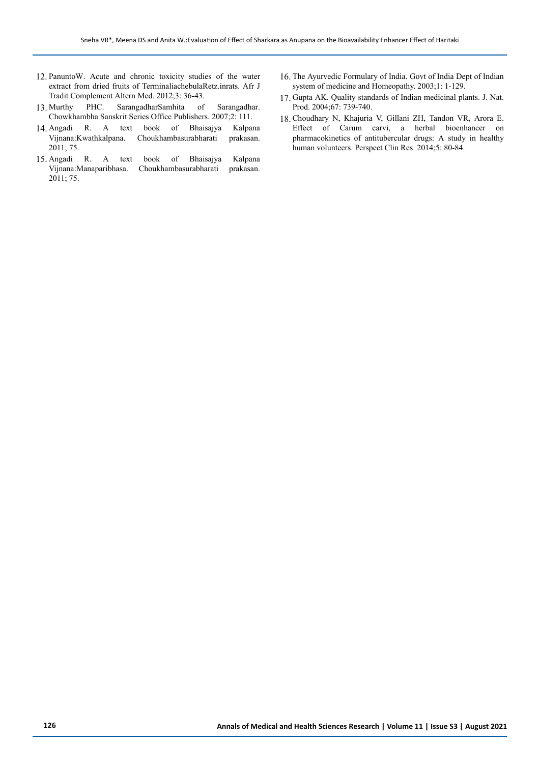12. PanuntoW. Acute and chronic toxicity studies of the water extract from dried fruits of TerminaliachebulaRetz.inrats. Afr J Tradit Complement Altern Med. 2012;3: 36-43.
13. Murthy PHC. SarangadharSamhita of Sarangadhar. Chowkhambha Sanskrit Series Office Publishers. 2007;2: 111.
14. Angadi R. A text book of Bhaisajya Kalpana Vijnana:Kwathkalpana. Choukhambasurabharati prakasan. 2011; 75.
15. Angadi R. A text book of Bhaisajya Kalpana Vijnana:Manaparibhasa. Choukhambasurabharati prakasan. 2011; 75.
16. The Ayurvedic Formulary of India. Govt of India Dept of Indian system of medicine and Homeopathy. 2003;1: 1-129.
17. Gupta AK. Quality standards of Indian medicinal plants. J. Nat. Prod. 2004;67: 739-740.
18. Choudhary N, Khajuria V, Gillani ZH, Tandon VR, Arora E. Effect of Carum carvi, a herbal bioenhancer on pharmacokinetics of antitubercular drugs: A study in healthy human volunteers. Perspect Clin Res. 2014;5: 80-84.